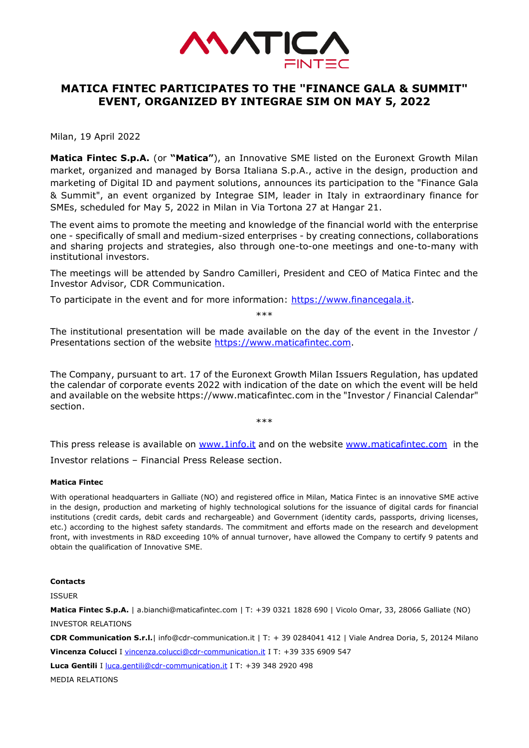# MATICA FINTEC PARTICIPATES TO THE "FINANCE GALA & SUMMIT" EVENT, ORGANIZED BY INTEGRAE SIM ON MAY 5, 2022

Milan, 19 April 2022

**Matica Fintec S.p.A.** (or **"Matica"**), an Innovative SME listed on the Euronext Growth Milan market, organized and managed by Borsa Italiana S.p.A., active in the design, production and marketing of Digital ID and payment solutions, announces its participation to the "Finance Gala & Summit", an event organized by Integrae SIM, leader in Italy in extraordinary finance for SMEs, scheduled for May 5, 2022 in Milan in Via Tortona 27 at Hangar 21.

The event aims to promote the meeting and knowledge of the financial world with the enterprise one - specifically of small and medium-sized enterprises - by creating connections, collaborations and sharing projects and strategies, also through one-to-one meetings and one-to-many with institutional investors.

The meetings will be attended by Sandro Camilleri, President and CEO of Matica Fintec and the Investor Advisor, CDR Communication.

To participate in the event and for more information: https://www.financegala.it.

***

The institutional presentation will be made available on the day of the event in the Investor / Presentations section of the website https://www.maticafintec.com.

The Company, pursuant to art. 17 of the Euronext Growth Milan Issuers Regulation, has updated the calendar of corporate events 2022 with indication of the date on which the event will be held and available on the website https://www.maticafintec.com in the "Investor / Financial Calendar" section.

***

This press release is available on www.1info.it and on the website www.maticafintec.com in the Investor relations – Financial Press Release section.

**Matica Fintec**

With operational headquarters in Galliate (NO) and registered office in Milan, Matica Fintec is an innovative SME active in the design, production and marketing of highly technological solutions for the issuance of digital cards for financial institutions (credit cards, debit cards and rechargeable) and Government (identity cards, passports, driving licenses, etc.) according to the highest safety standards. The commitment and efforts made on the research and development front, with investments in R&D exceeding 10% of annual turnover, have allowed the Company to certify 9 patents and obtain the qualification of Innovative SME.

**Contacts**

ISSUER

**Matica Fintec S.p.A.** | a.bianchi@maticafintec.com | T: +39 0321 1828 690 | Vicolo Omar, 33, 28066 Galliate (NO)

INVESTOR RELATIONS

**CDR Communication S.r.l.**| info@cdr-communication.it | T: + 39 0284041 412 | Viale Andrea Doria, 5, 20124 Milano

**Vincenza Colucci** I vincenza.colucci@cdr-communication.it I T: +39 335 6909 547

**Luca Gentili** I luca.gentili@cdr-communication.it I T: +39 348 2920 498

MEDIA RELATIONS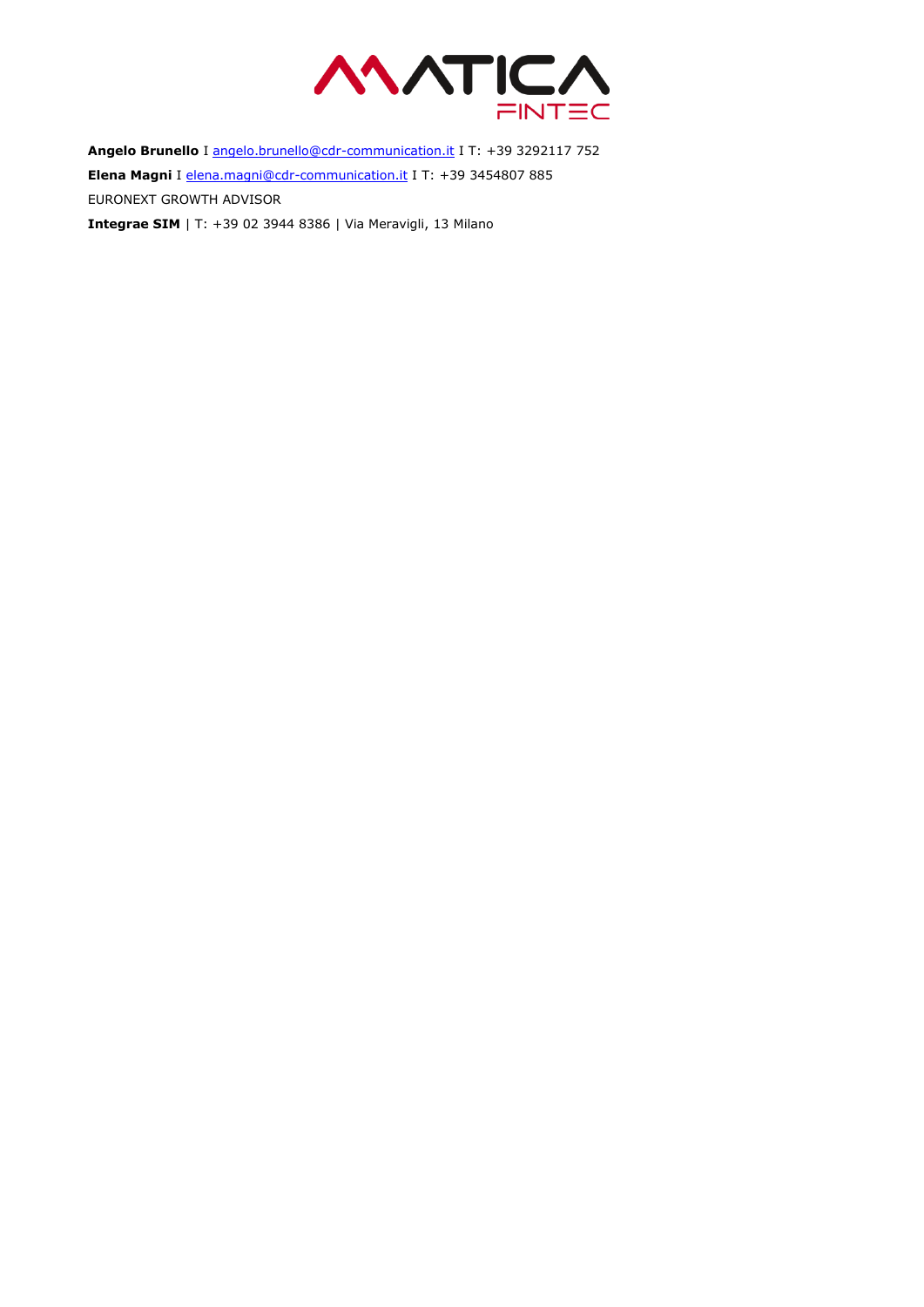**Angelo Brunello** I angelo.brunello@cdr-communication.it I T: +39 3292117 752

**Elena Magni** I elena.magni@cdr-communication.it I T: +39 3454807 885

EURONEXT GROWTH ADVISOR

**Integrae SIM** | T: +39 02 3944 8386 | Via Meravigli, 13 Milano